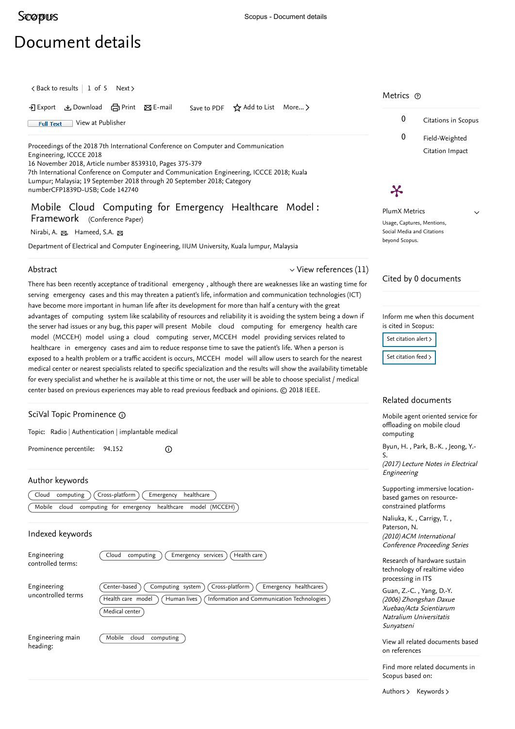# Document details

< Back to results | 1 of 5 Next >

Export Download Print E-mail Save to PDF Add to List More... >

Full Text View at Publisher

Proceedings of the 2018 7th International Conference on Computer and Communication Engineering, ICCCE 2018
16 November 2018, Article number 8539310, Pages 375-379
7th International Conference on Computer and Communication Engineering, ICCCE 2018; Kuala Lumpur; Malaysia; 19 September 2018 through 20 September 2018; Category numberCFP1839D-USB; Code 142740

## Mobile Cloud Computing for Emergency Healthcare Model : Framework (Conference Paper)

Nirabi, A. Hameed, S.A.

Department of Electrical and Computer Engineering, IIUM University, Kuala lumpur, Malaysia

### Abstract

View references (11)

There has been recently acceptance of traditional emergency , although there are weaknesses like an wasting time for serving emergency cases and this may threaten a patient's life, information and communication technologies (ICT) have become more important in human life after its development for more than half a century with the great advantages of computing system like scalability of resources and reliability it is avoiding the system being a down if the server had issues or any bug, this paper will present Mobile cloud computing for emergency health care model (MCCEH) model using a cloud computing server, MCCEH model providing services related to healthcare in emergency cases and aim to reduce response time to save the patient's life. When a person is exposed to a health problem or a traffic accident is occurs, MCCEH model will allow users to search for the nearest medical center or nearest specialists related to specific specialization and the results will show the availability timetable for every specialist and whether he is available at this time or not, the user will be able to choose specialist / medical center based on previous experiences may able to read previous feedback and opinions. © 2018 IEEE.

### SciVal Topic Prominence

Topic: Radio | Authentication | implantable medical

Prominence percentile: 94.152

### Author keywords

Cloud computing | Cross-platform | Emergency healthcare | Mobile cloud computing for emergency healthcare model (MCCEH)

### Indexed keywords

Engineering controlled terms: Cloud computing | Emergency services | Health care

Engineering uncontrolled terms: Center-based | Computing system | Cross-platform | Emergency healthcares | Health care model | Human lives | Information and Communication Technologies | Medical center

Engineering main heading: Mobile cloud computing

### Metrics

0 Citations in Scopus

0 Field-Weighted Citation Impact

PlumX Metrics

Usage, Captures, Mentions, Social Media and Citations beyond Scopus.

### Cited by 0 documents

Inform me when this document is cited in Scopus:

Set citation alert >

Set citation feed >

### Related documents

Mobile agent oriented service for offloading on mobile cloud computing
Byun, H. , Park, B.-K. , Jeong, Y.-S.
*(2017) Lecture Notes in Electrical Engineering*

Supporting immersive location-based games on resource-constrained platforms
Naliuka, K. , Carrigy, T. , Paterson, N.
*(2010) ACM International Conference Proceeding Series*

Research of hardware sustain technology of realtime video processing in ITS
Guan, Z.-C. , Yang, D.-Y.
*(2006) Zhongshan Daxue Xuebao/Acta Scientiarum Natralium Universitatis Sunyatseni*

View all related documents based on references

Find more related documents in Scopus based on:

Authors > Keywords >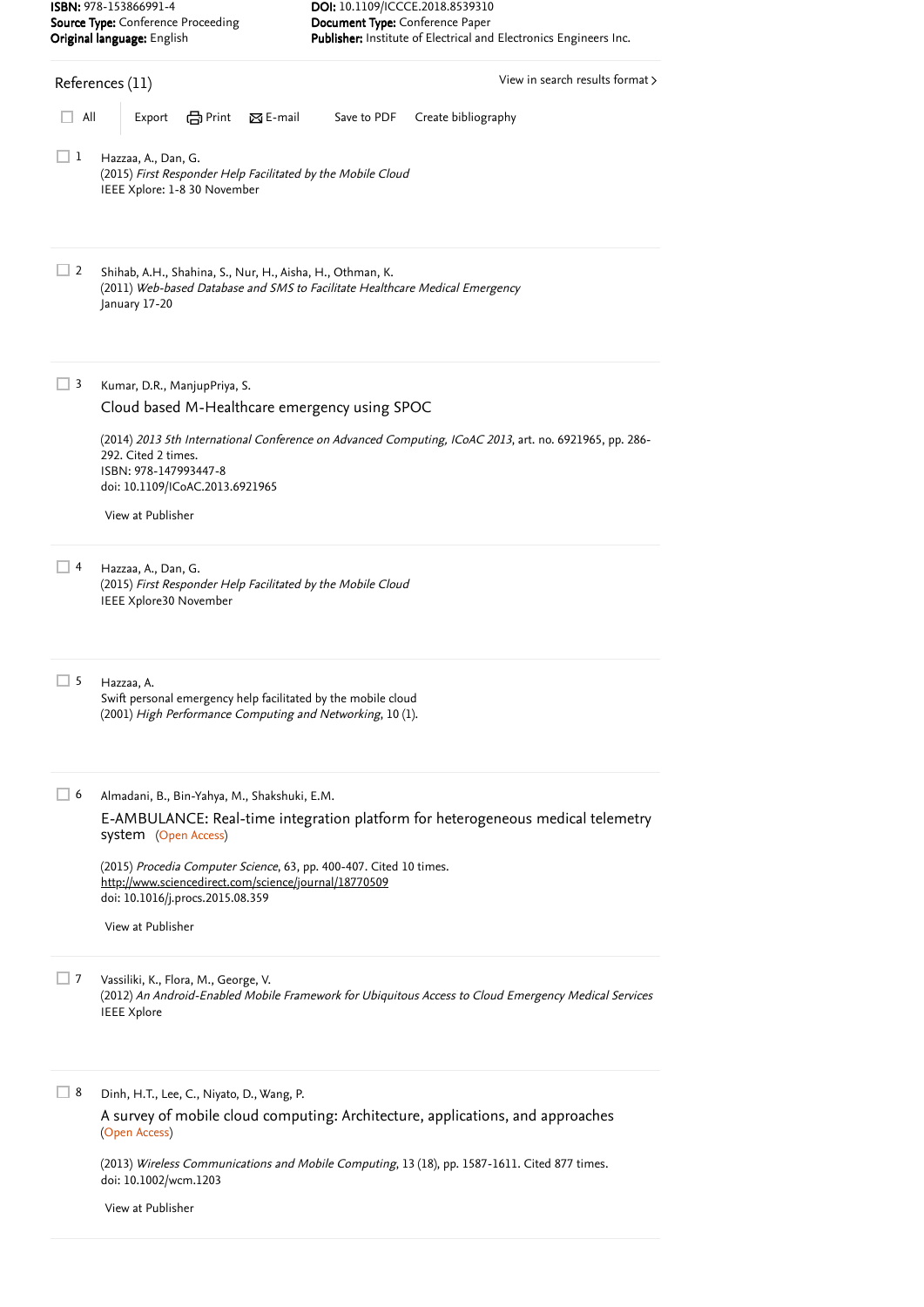**ISBN:** 978-153866991-4
**Source Type:** Conference Proceeding
**Original language:** English

**DOI:** 10.1109/ICCCE.2018.8539310
**Document Type:** Conference Paper
**Publisher:** Institute of Electrical and Electronics Engineers Inc.

## References (11)

View in search results format >

All | Export | Print | E-mail | Save to PDF | Create bibliography

1. Hazzaa, A., Dan, G.
(2015) *First Responder Help Facilitated by the Mobile Cloud*
IEEE Xplore: 1-8 30 November

2. Shihab, A.H., Shahina, S., Nur, H., Aisha, H., Othman, K.
(2011) *Web-based Database and SMS to Facilitate Healthcare Medical Emergency*
January 17-20

3. Kumar, D.R., ManjupPriya, S.
Cloud based M-Healthcare emergency using SPOC
(2014) *2013 5th International Conference on Advanced Computing, ICoAC 2013*, art. no. 6921965, pp. 286-292. Cited 2 times.
ISBN: 978-147993447-8
doi: 10.1109/ICoAC.2013.6921965
View at Publisher

4. Hazzaa, A., Dan, G.
(2015) *First Responder Help Facilitated by the Mobile Cloud*
IEEE Xplore30 November

5. Hazzaa, A.
Swift personal emergency help facilitated by the mobile cloud
(2001) *High Performance Computing and Networking*, 10 (1).

6. Almadani, B., Bin-Yahya, M., Shakshuki, E.M.
E-AMBULANCE: Real-time integration platform for heterogeneous medical telemetry system (Open Access)
(2015) *Procedia Computer Science*, 63, pp. 400-407. Cited 10 times.
http://www.sciencedirect.com/science/journal/18770509
doi: 10.1016/j.procs.2015.08.359
View at Publisher

7. Vassiliki, K., Flora, M., George, V.
(2012) *An Android-Enabled Mobile Framework for Ubiquitous Access to Cloud Emergency Medical Services*
IEEE Xplore

8. Dinh, H.T., Lee, C., Niyato, D., Wang, P.
A survey of mobile cloud computing: Architecture, applications, and approaches (Open Access)
(2013) *Wireless Communications and Mobile Computing*, 13 (18), pp. 1587-1611. Cited 877 times.
doi: 10.1002/wcm.1203
View at Publisher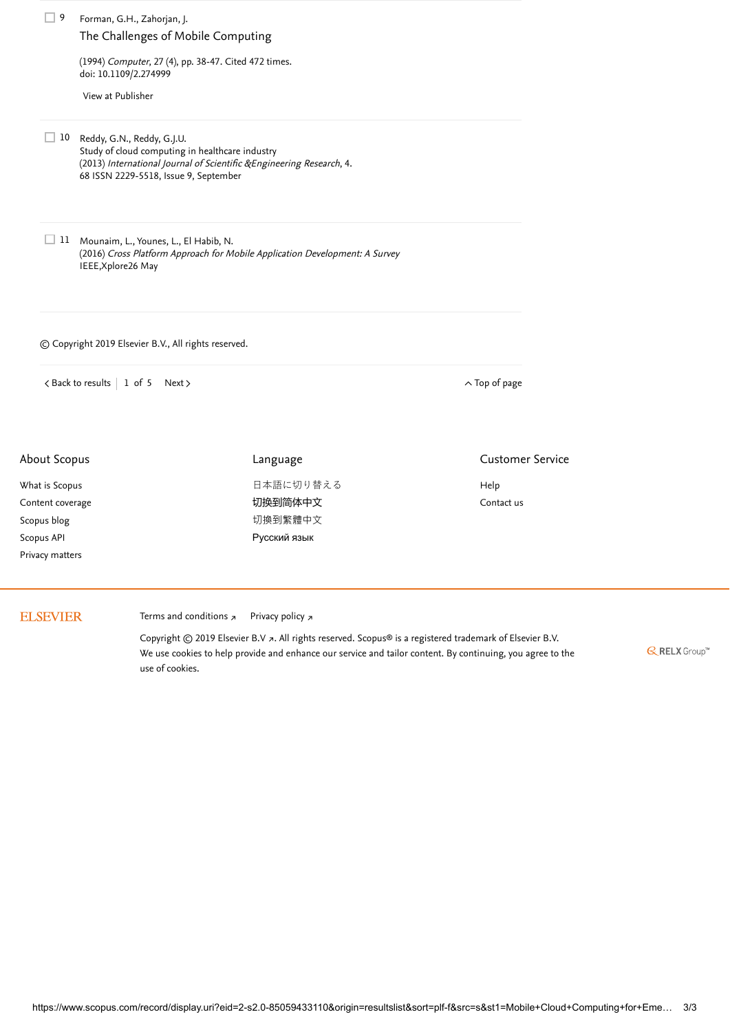9. Forman, G.H., Zahorjan, J.
The Challenges of Mobile Computing

(1994) *Computer*, 27 (4), pp. 38-47. Cited 472 times.
doi: 10.1109/2.274999

View at Publisher

10. Reddy, G.N., Reddy, G.J.U.
Study of cloud computing in healthcare industry
(2013) *International Journal of Scientific &Engineering Research*, 4.
68 ISSN 2229-5518, Issue 9, September

11. Mounaim, L., Younes, L., El Habib, N.
(2016) *Cross Platform Approach for Mobile Application Development: A Survey*
IEEE,Xplore26 May

© Copyright 2019 Elsevier B.V., All rights reserved.

< Back to results | 1 of 5 Next >

^ Top of page

## About Scopus

What is Scopus
Content coverage
Scopus blog
Scopus API
Privacy matters

## Language

日本語に切り替える
切换到简体中文
切換到繁體中文
Русский язык

## Customer Service

Help
Contact us

ELSEVIER

Terms and conditions ↗ Privacy policy ↗

Copyright © 2019 Elsevier B.V ↗. All rights reserved. Scopus® is a registered trademark of Elsevier B.V.
We use cookies to help provide and enhance our service and tailor content. By continuing, you agree to the use of cookies.

RELX Group™